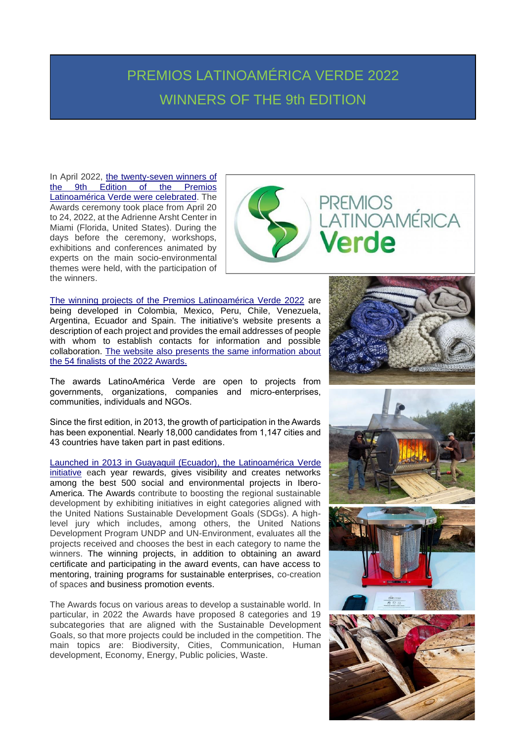# PREMIOS LATINOAMÉRICA VERDE 2022
# WINNERS OF THE 9th EDITION

In April 2022, the twenty-seven winners of the 9th Edition of the Premios Latinoamérica Verde were celebrated. The Awards ceremony took place from April 20 to 24, 2022, at the Adrienne Arsht Center in Miami (Florida, United States). During the days before the ceremony, workshops, exhibitions and conferences animated by experts on the main socio-environmental themes were held, with the participation of the winners.

The winning projects of the Premios Latinoamérica Verde 2022 are being developed in Colombia, Mexico, Peru, Chile, Venezuela, Argentina, Ecuador and Spain. The initiative's website presents a description of each project and provides the email addresses of people with whom to establish contacts for information and possible collaboration. The website also presents the same information about the 54 finalists of the 2022 Awards.

The awards LatinoAmérica Verde are open to projects from governments, organizations, companies and micro-enterprises, communities, individuals and NGOs.

Since the first edition, in 2013, the growth of participation in the Awards has been exponential. Nearly 18,000 candidates from 1,147 cities and 43 countries have taken part in past editions.

Launched in 2013 in Guayaquil (Ecuador), the Latinoamérica Verde initiative each year rewards, gives visibility and creates networks among the best 500 social and environmental projects in Ibero-America. The Awards contribute to boosting the regional sustainable development by exhibiting initiatives in eight categories aligned with the United Nations Sustainable Development Goals (SDGs). A high-level jury which includes, among others, the United Nations Development Program UNDP and UN-Environment, evaluates all the projects received and chooses the best in each category to name the winners. The winning projects, in addition to obtaining an award certificate and participating in the award events, can have access to mentoring, training programs for sustainable enterprises, co-creation of spaces and business promotion events.

The Awards focus on various areas to develop a sustainable world. In particular, in 2022 the Awards have proposed 8 categories and 19 subcategories that are aligned with the Sustainable Development Goals, so that more projects could be included in the competition. The main topics are: Biodiversity, Cities, Communication, Human development, Economy, Energy, Public policies, Waste.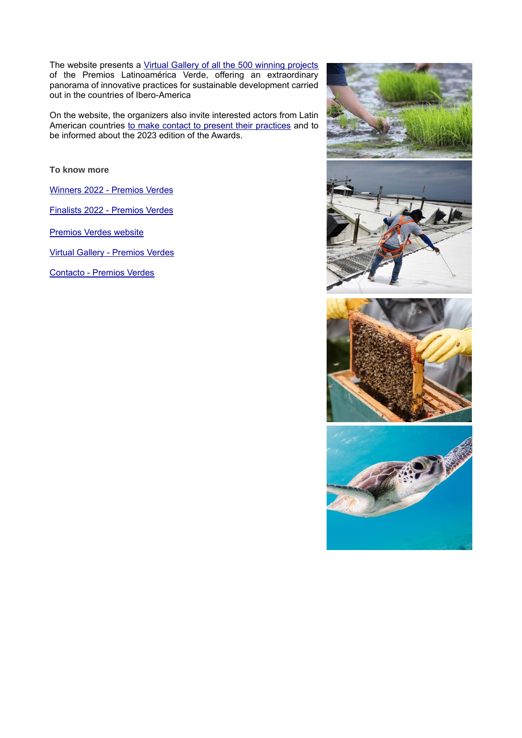The website presents a [Virtual Gallery of all the 500 winning projects](#) of the Premios Latinoamérica Verde, offering an extraordinary panorama of innovative practices for sustainable development carried out in the countries of Ibero-America

On the website, the organizers also invite interested actors from Latin American countries [to make contact to present their practices](#) and to be informed about the 2023 edition of the Awards.

**To know more**

[Winners 2022 - Premios Verdes](#)

[Finalists 2022 - Premios Verdes](#)

[Premios Verdes website](#)

[Virtual Gallery - Premios Verdes](#)

[Contacto - Premios Verdes](#)